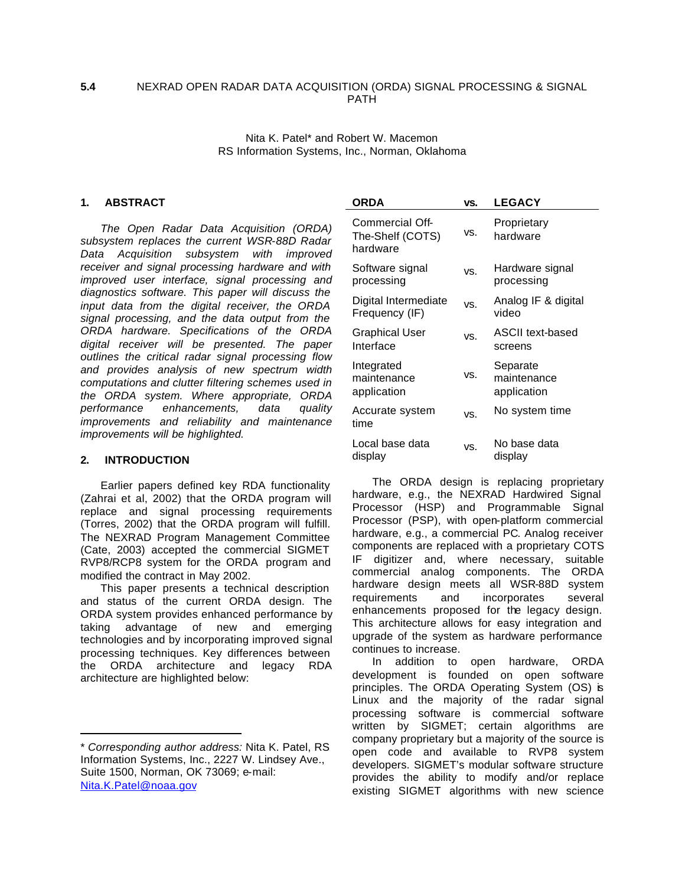# 5.4 NEXRAD OPEN RADAR DATA ACQUISITION (ORDA) SIGNAL PROCESSING & SIGNAL PATH

Nita K. Patel* and Robert W. Macemon
RS Information Systems, Inc., Norman, Oklahoma

## 1. ABSTRACT

*The Open Radar Data Acquisition (ORDA) subsystem replaces the current WSR-88D Radar Data Acquisition subsystem with improved receiver and signal processing hardware and with improved user interface, signal processing and diagnostics software. This paper will discuss the input data from the digital receiver, the ORDA signal processing, and the data output from the ORDA hardware. Specifications of the ORDA digital receiver will be presented. The paper outlines the critical radar signal processing flow and provides analysis of new spectrum width computations and clutter filtering schemes used in the ORDA system. Where appropriate, ORDA performance enhancements, data quality improvements and reliability and maintenance improvements will be highlighted.*

## 2. INTRODUCTION

Earlier papers defined key RDA functionality (Zahrai et al, 2002) that the ORDA program will replace and signal processing requirements (Torres, 2002) that the ORDA program will fulfill. The NEXRAD Program Management Committee (Cate, 2003) accepted the commercial SIGMET RVP8/RCP8 system for the ORDA program and modified the contract in May 2002.

This paper presents a technical description and status of the current ORDA design. The ORDA system provides enhanced performance by taking advantage of new and emerging technologies and by incorporating improved signal processing techniques. Key differences between the ORDA architecture and legacy RDA architecture are highlighted below:

| ORDA | vs. | LEGACY |
|---|---|---|
| Commercial Off-The-Shelf (COTS) hardware | vs. | Proprietary hardware |
| Software signal processing | vs. | Hardware signal processing |
| Digital Intermediate Frequency (IF) | vs. | Analog IF & digital video |
| Graphical User Interface | vs. | ASCII text-based screens |
| Integrated maintenance application | vs. | Separate maintenance application |
| Accurate system time | vs. | No system time |
| Local base data display | vs. | No base data display |

The ORDA design is replacing proprietary hardware, e.g., the NEXRAD Hardwired Signal Processor (HSP) and Programmable Signal Processor (PSP), with open-platform commercial hardware, e.g., a commercial PC. Analog receiver components are replaced with a proprietary COTS IF digitizer and, where necessary, suitable commercial analog components. The ORDA hardware design meets all WSR-88D system requirements and incorporates several enhancements proposed for the legacy design. This architecture allows for easy integration and upgrade of the system as hardware performance continues to increase.

In addition to open hardware, ORDA development is founded on open software principles. The ORDA Operating System (OS) is Linux and the majority of the radar signal processing software is commercial software written by SIGMET; certain algorithms are company proprietary but a majority of the source is open code and available to RVP8 system developers. SIGMET's modular software structure provides the ability to modify and/or replace existing SIGMET algorithms with new science

---

* *Corresponding author address:* Nita K. Patel, RS Information Systems, Inc., 2227 W. Lindsey Ave., Suite 1500, Norman, OK 73069; e-mail: Nita.K.Patel@noaa.gov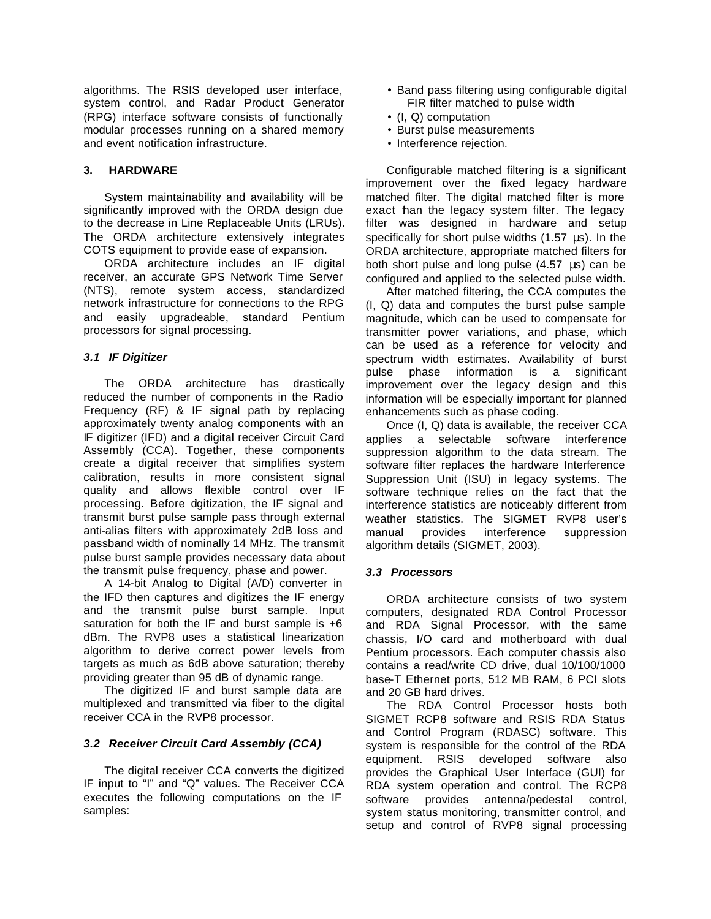algorithms. The RSIS developed user interface, system control, and Radar Product Generator (RPG) interface software consists of functionally modular processes running on a shared memory and event notification infrastructure.

## 3. HARDWARE

System maintainability and availability will be significantly improved with the ORDA design due to the decrease in Line Replaceable Units (LRUs). The ORDA architecture extensively integrates COTS equipment to provide ease of expansion.

ORDA architecture includes an IF digital receiver, an accurate GPS Network Time Server (NTS), remote system access, standardized network infrastructure for connections to the RPG and easily upgradeable, standard Pentium processors for signal processing.

### *3.1 IF Digitizer*

The ORDA architecture has drastically reduced the number of components in the Radio Frequency (RF) & IF signal path by replacing approximately twenty analog components with an IF digitizer (IFD) and a digital receiver Circuit Card Assembly (CCA). Together, these components create a digital receiver that simplifies system calibration, results in more consistent signal quality and allows flexible control over IF processing. Before digitization, the IF signal and transmit burst pulse sample pass through external anti-alias filters with approximately 2dB loss and passband width of nominally 14 MHz. The transmit pulse burst sample provides necessary data about the transmit pulse frequency, phase and power.

A 14-bit Analog to Digital (A/D) converter in the IFD then captures and digitizes the IF energy and the transmit pulse burst sample. Input saturation for both the IF and burst sample is +6 dBm. The RVP8 uses a statistical linearization algorithm to derive correct power levels from targets as much as 6dB above saturation; thereby providing greater than 95 dB of dynamic range.

The digitized IF and burst sample data are multiplexed and transmitted via fiber to the digital receiver CCA in the RVP8 processor.

### *3.2 Receiver Circuit Card Assembly (CCA)*

The digital receiver CCA converts the digitized IF input to "I" and "Q" values. The Receiver CCA executes the following computations on the IF samples:

- Band pass filtering using configurable digital FIR filter matched to pulse width
- (I, Q) computation
- Burst pulse measurements
- Interference rejection.

Configurable matched filtering is a significant improvement over the fixed legacy hardware matched filter. The digital matched filter is more exact than the legacy system filter. The legacy filter was designed in hardware and setup specifically for short pulse widths (1.57 µs). In the ORDA architecture, appropriate matched filters for both short pulse and long pulse (4.57 µs) can be configured and applied to the selected pulse width.

After matched filtering, the CCA computes the (I, Q) data and computes the burst pulse sample magnitude, which can be used to compensate for transmitter power variations, and phase, which can be used as a reference for velocity and spectrum width estimates. Availability of burst pulse phase information is a significant improvement over the legacy design and this information will be especially important for planned enhancements such as phase coding.

Once (I, Q) data is available, the receiver CCA applies a selectable software interference suppression algorithm to the data stream. The software filter replaces the hardware Interference Suppression Unit (ISU) in legacy systems. The software technique relies on the fact that the interference statistics are noticeably different from weather statistics. The SIGMET RVP8 user's manual provides interference suppression algorithm details (SIGMET, 2003).

### *3.3 Processors*

ORDA architecture consists of two system computers, designated RDA Control Processor and RDA Signal Processor, with the same chassis, I/O card and motherboard with dual Pentium processors. Each computer chassis also contains a read/write CD drive, dual 10/100/1000 base-T Ethernet ports, 512 MB RAM, 6 PCI slots and 20 GB hard drives.

The RDA Control Processor hosts both SIGMET RCP8 software and RSIS RDA Status and Control Program (RDASC) software. This system is responsible for the control of the RDA equipment. RSIS developed software also provides the Graphical User Interface (GUI) for RDA system operation and control. The RCP8 software provides antenna/pedestal control, system status monitoring, transmitter control, and setup and control of RVP8 signal processing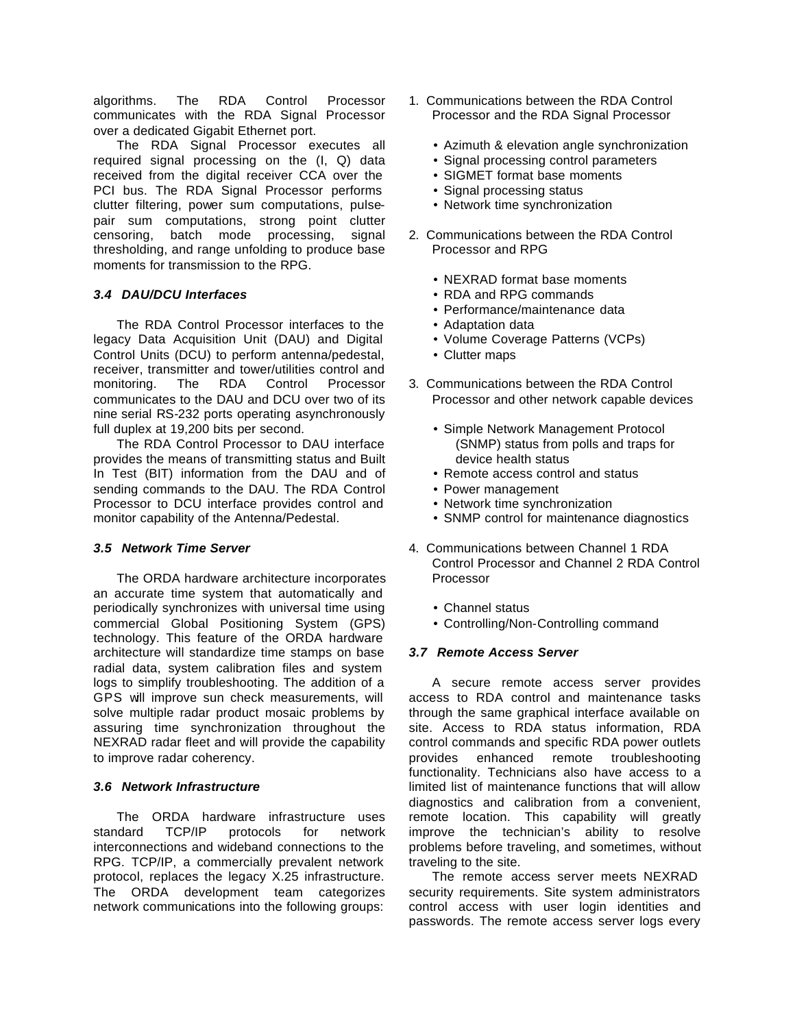algorithms. The RDA Control Processor communicates with the RDA Signal Processor over a dedicated Gigabit Ethernet port.

The RDA Signal Processor executes all required signal processing on the (I, Q) data received from the digital receiver CCA over the PCI bus. The RDA Signal Processor performs clutter filtering, power sum computations, pulse-pair sum computations, strong point clutter censoring, batch mode processing, signal thresholding, and range unfolding to produce base moments for transmission to the RPG.

### *3.4 DAU/DCU Interfaces*

The RDA Control Processor interfaces to the legacy Data Acquisition Unit (DAU) and Digital Control Units (DCU) to perform antenna/pedestal, receiver, transmitter and tower/utilities control and monitoring. The RDA Control Processor communicates to the DAU and DCU over two of its nine serial RS-232 ports operating asynchronously full duplex at 19,200 bits per second.

The RDA Control Processor to DAU interface provides the means of transmitting status and Built In Test (BIT) information from the DAU and of sending commands to the DAU. The RDA Control Processor to DCU interface provides control and monitor capability of the Antenna/Pedestal.

### *3.5 Network Time Server*

The ORDA hardware architecture incorporates an accurate time system that automatically and periodically synchronizes with universal time using commercial Global Positioning System (GPS) technology. This feature of the ORDA hardware architecture will standardize time stamps on base radial data, system calibration files and system logs to simplify troubleshooting. The addition of a GPS will improve sun check measurements, will solve multiple radar product mosaic problems by assuring time synchronization throughout the NEXRAD radar fleet and will provide the capability to improve radar coherency.

### *3.6 Network Infrastructure*

The ORDA hardware infrastructure uses standard TCP/IP protocols for network interconnections and wideband connections to the RPG. TCP/IP, a commercially prevalent network protocol, replaces the legacy X.25 infrastructure. The ORDA development team categorizes network communications into the following groups:

1. Communications between the RDA Control Processor and the RDA Signal Processor
   - Azimuth & elevation angle synchronization
   - Signal processing control parameters
   - SIGMET format base moments
   - Signal processing status
   - Network time synchronization
2. Communications between the RDA Control Processor and RPG
   - NEXRAD format base moments
   - RDA and RPG commands
   - Performance/maintenance data
   - Adaptation data
   - Volume Coverage Patterns (VCPs)
   - Clutter maps
3. Communications between the RDA Control Processor and other network capable devices
   - Simple Network Management Protocol (SNMP) status from polls and traps for device health status
   - Remote access control and status
   - Power management
   - Network time synchronization
   - SNMP control for maintenance diagnostics
4. Communications between Channel 1 RDA Control Processor and Channel 2 RDA Control Processor
   - Channel status
   - Controlling/Non-Controlling command

### *3.7 Remote Access Server*

A secure remote access server provides access to RDA control and maintenance tasks through the same graphical interface available on site. Access to RDA status information, RDA control commands and specific RDA power outlets provides enhanced remote troubleshooting functionality. Technicians also have access to a limited list of maintenance functions that will allow diagnostics and calibration from a convenient, remote location. This capability will greatly improve the technician's ability to resolve problems before traveling, and sometimes, without traveling to the site.

The remote access server meets NEXRAD security requirements. Site system administrators control access with user login identities and passwords. The remote access server logs every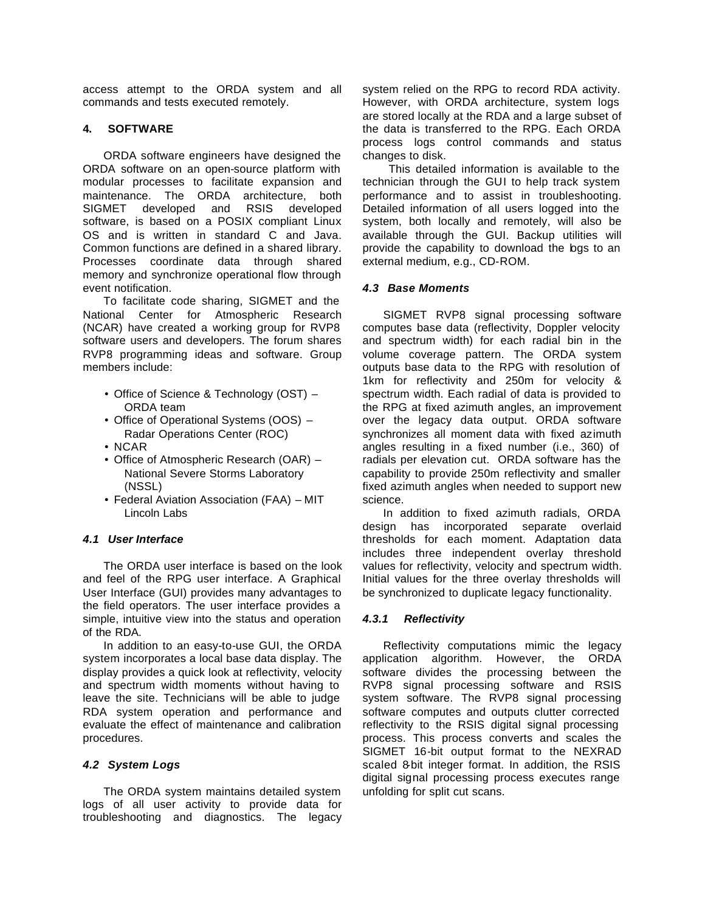access attempt to the ORDA system and all commands and tests executed remotely.

## 4. SOFTWARE

ORDA software engineers have designed the ORDA software on an open-source platform with modular processes to facilitate expansion and maintenance. The ORDA architecture, both SIGMET developed and RSIS developed software, is based on a POSIX compliant Linux OS and is written in standard C and Java. Common functions are defined in a shared library. Processes coordinate data through shared memory and synchronize operational flow through event notification.

To facilitate code sharing, SIGMET and the National Center for Atmospheric Research (NCAR) have created a working group for RVP8 software users and developers. The forum shares RVP8 programming ideas and software. Group members include:

- Office of Science & Technology (OST) – ORDA team
- Office of Operational Systems (OOS) – Radar Operations Center (ROC)
- NCAR
- Office of Atmospheric Research (OAR) – National Severe Storms Laboratory (NSSL)
- Federal Aviation Association (FAA) – MIT Lincoln Labs

### *4.1 User Interface*

The ORDA user interface is based on the look and feel of the RPG user interface. A Graphical User Interface (GUI) provides many advantages to the field operators. The user interface provides a simple, intuitive view into the status and operation of the RDA.

In addition to an easy-to-use GUI, the ORDA system incorporates a local base data display. The display provides a quick look at reflectivity, velocity and spectrum width moments without having to leave the site. Technicians will be able to judge RDA system operation and performance and evaluate the effect of maintenance and calibration procedures.

### *4.2 System Logs*

The ORDA system maintains detailed system logs of all user activity to provide data for troubleshooting and diagnostics. The legacy system relied on the RPG to record RDA activity. However, with ORDA architecture, system logs are stored locally at the RDA and a large subset of the data is transferred to the RPG. Each ORDA process logs control commands and status changes to disk.

This detailed information is available to the technician through the GUI to help track system performance and to assist in troubleshooting. Detailed information of all users logged into the system, both locally and remotely, will also be available through the GUI. Backup utilities will provide the capability to download the logs to an external medium, e.g., CD-ROM.

### *4.3 Base Moments*

SIGMET RVP8 signal processing software computes base data (reflectivity, Doppler velocity and spectrum width) for each radial bin in the volume coverage pattern. The ORDA system outputs base data to the RPG with resolution of 1km for reflectivity and 250m for velocity & spectrum width. Each radial of data is provided to the RPG at fixed azimuth angles, an improvement over the legacy data output. ORDA software synchronizes all moment data with fixed azimuth angles resulting in a fixed number (i.e., 360) of radials per elevation cut. ORDA software has the capability to provide 250m reflectivity and smaller fixed azimuth angles when needed to support new science.

In addition to fixed azimuth radials, ORDA design has incorporated separate overlaid thresholds for each moment. Adaptation data includes three independent overlay threshold values for reflectivity, velocity and spectrum width. Initial values for the three overlay thresholds will be synchronized to duplicate legacy functionality.

#### *4.3.1 Reflectivity*

Reflectivity computations mimic the legacy application algorithm. However, the ORDA software divides the processing between the RVP8 signal processing software and RSIS system software. The RVP8 signal processing software computes and outputs clutter corrected reflectivity to the RSIS digital signal processing process. This process converts and scales the SIGMET 16-bit output format to the NEXRAD scaled 8-bit integer format. In addition, the RSIS digital signal processing process executes range unfolding for split cut scans.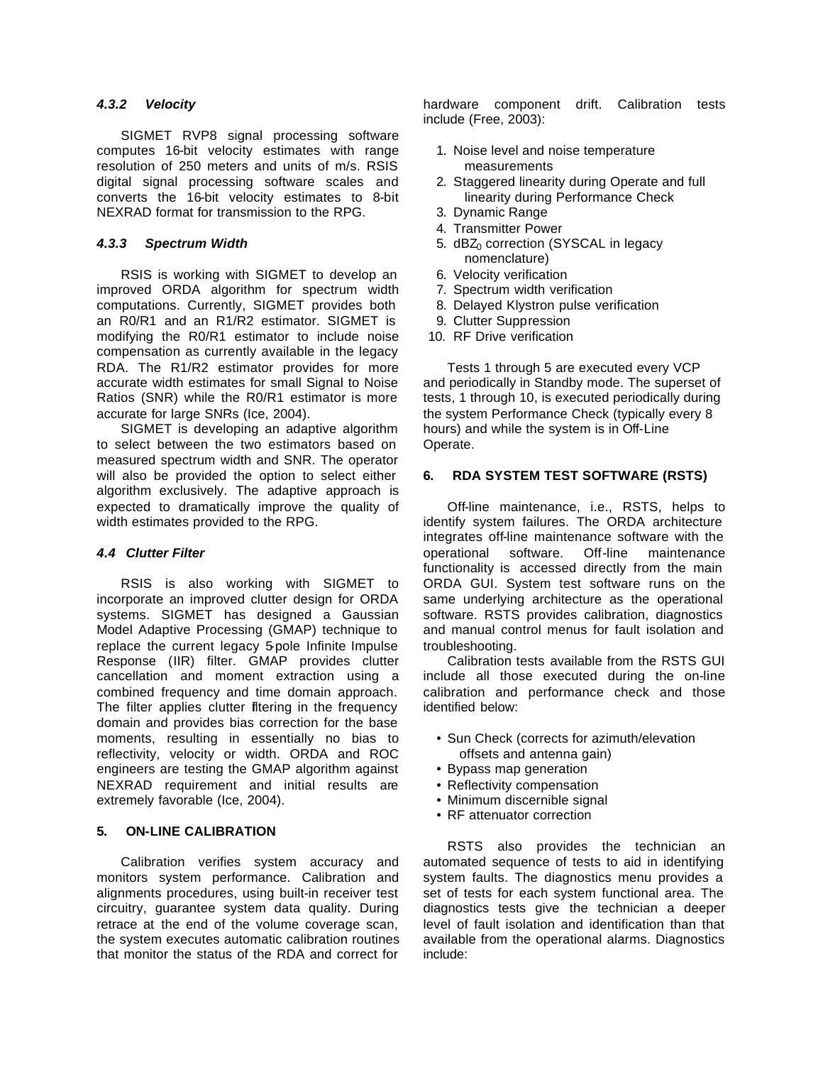#### *4.3.2 Velocity*

SIGMET RVP8 signal processing software computes 16-bit velocity estimates with range resolution of 250 meters and units of m/s. RSIS digital signal processing software scales and converts the 16-bit velocity estimates to 8-bit NEXRAD format for transmission to the RPG.

#### *4.3.3 Spectrum Width*

RSIS is working with SIGMET to develop an improved ORDA algorithm for spectrum width computations. Currently, SIGMET provides both an R0/R1 and an R1/R2 estimator. SIGMET is modifying the R0/R1 estimator to include noise compensation as currently available in the legacy RDA. The R1/R2 estimator provides for more accurate width estimates for small Signal to Noise Ratios (SNR) while the R0/R1 estimator is more accurate for large SNRs (Ice, 2004).

SIGMET is developing an adaptive algorithm to select between the two estimators based on measured spectrum width and SNR. The operator will also be provided the option to select either algorithm exclusively. The adaptive approach is expected to dramatically improve the quality of width estimates provided to the RPG.

### *4.4 Clutter Filter*

RSIS is also working with SIGMET to incorporate an improved clutter design for ORDA systems. SIGMET has designed a Gaussian Model Adaptive Processing (GMAP) technique to replace the current legacy 5-pole Infinite Impulse Response (IIR) filter. GMAP provides clutter cancellation and moment extraction using a combined frequency and time domain approach. The filter applies clutter filtering in the frequency domain and provides bias correction for the base moments, resulting in essentially no bias to reflectivity, velocity or width. ORDA and ROC engineers are testing the GMAP algorithm against NEXRAD requirement and initial results are extremely favorable (Ice, 2004).

## 5. ON-LINE CALIBRATION

Calibration verifies system accuracy and monitors system performance. Calibration and alignments procedures, using built-in receiver test circuitry, guarantee system data quality. During retrace at the end of the volume coverage scan, the system executes automatic calibration routines that monitor the status of the RDA and correct for hardware component drift. Calibration tests include (Free, 2003):

1. Noise level and noise temperature measurements
2. Staggered linearity during Operate and full linearity during Performance Check
3. Dynamic Range
4. Transmitter Power
5. $dBZ_0$ correction (SYSCAL in legacy nomenclature)
6. Velocity verification
7. Spectrum width verification
8. Delayed Klystron pulse verification
9. Clutter Suppression
10. RF Drive verification

Tests 1 through 5 are executed every VCP and periodically in Standby mode. The superset of tests, 1 through 10, is executed periodically during the system Performance Check (typically every 8 hours) and while the system is in Off-Line Operate.

## 6. RDA SYSTEM TEST SOFTWARE (RSTS)

Off-line maintenance, i.e., RSTS, helps to identify system failures. The ORDA architecture integrates off-line maintenance software with the operational software. Off-line maintenance functionality is accessed directly from the main ORDA GUI. System test software runs on the same underlying architecture as the operational software. RSTS provides calibration, diagnostics and manual control menus for fault isolation and troubleshooting.

Calibration tests available from the RSTS GUI include all those executed during the on-line calibration and performance check and those identified below:

- Sun Check (corrects for azimuth/elevation offsets and antenna gain)
- Bypass map generation
- Reflectivity compensation
- Minimum discernible signal
- RF attenuator correction

RSTS also provides the technician an automated sequence of tests to aid in identifying system faults. The diagnostics menu provides a set of tests for each system functional area. The diagnostics tests give the technician a deeper level of fault isolation and identification than that available from the operational alarms. Diagnostics include: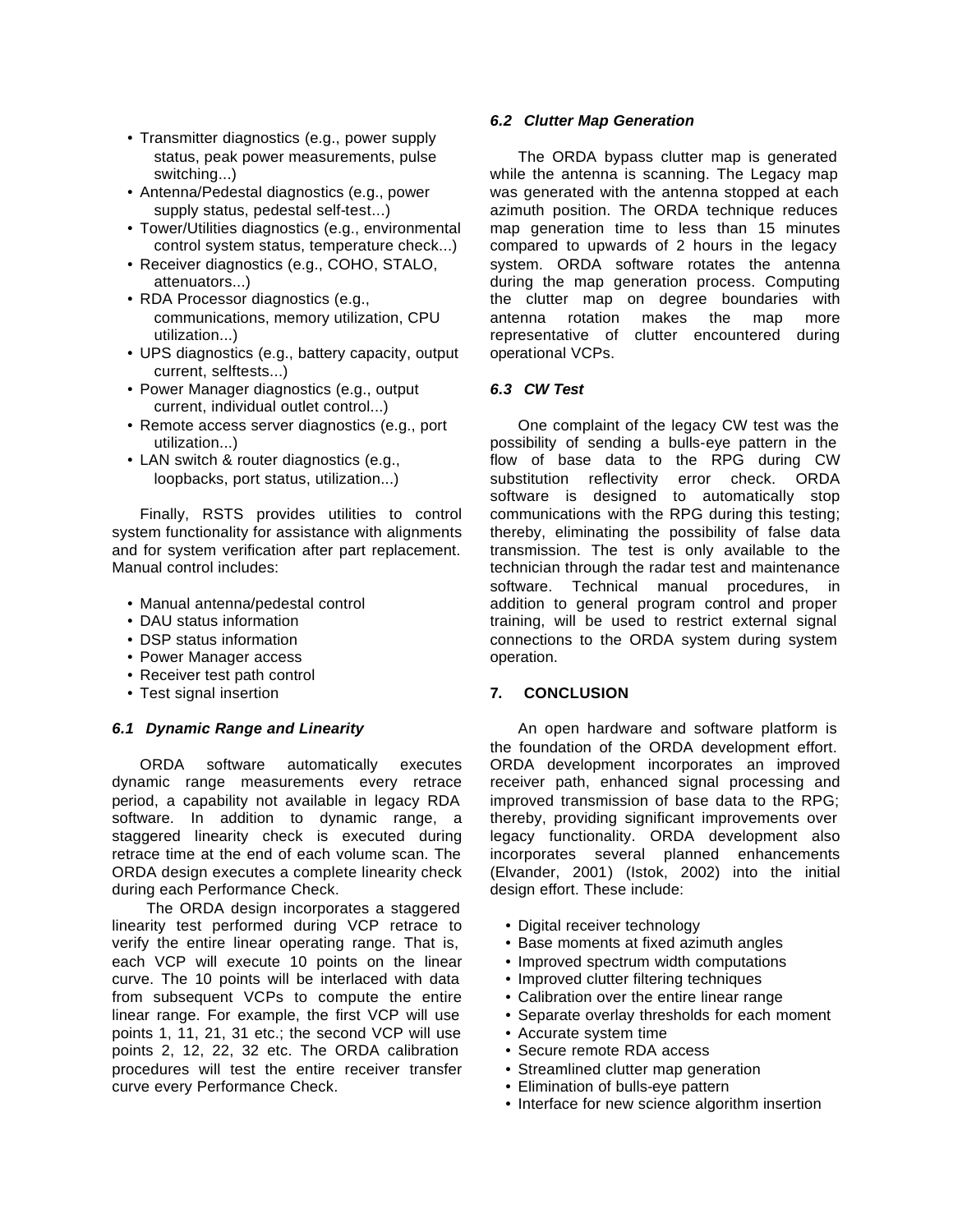- Transmitter diagnostics (e.g., power supply status, peak power measurements, pulse switching...)
- Antenna/Pedestal diagnostics (e.g., power supply status, pedestal self-test...)
- Tower/Utilities diagnostics (e.g., environmental control system status, temperature check...)
- Receiver diagnostics (e.g., COHO, STALO, attenuators...)
- RDA Processor diagnostics (e.g., communications, memory utilization, CPU utilization...)
- UPS diagnostics (e.g., battery capacity, output current, selftests...)
- Power Manager diagnostics (e.g., output current, individual outlet control...)
- Remote access server diagnostics (e.g., port utilization...)
- LAN switch & router diagnostics (e.g., loopbacks, port status, utilization...)

Finally, RSTS provides utilities to control system functionality for assistance with alignments and for system verification after part replacement. Manual control includes:

- Manual antenna/pedestal control
- DAU status information
- DSP status information
- Power Manager access
- Receiver test path control
- Test signal insertion

### *6.1 Dynamic Range and Linearity*

ORDA software automatically executes dynamic range measurements every retrace period, a capability not available in legacy RDA software. In addition to dynamic range, a staggered linearity check is executed during retrace time at the end of each volume scan. The ORDA design executes a complete linearity check during each Performance Check.

The ORDA design incorporates a staggered linearity test performed during VCP retrace to verify the entire linear operating range. That is, each VCP will execute 10 points on the linear curve. The 10 points will be interlaced with data from subsequent VCPs to compute the entire linear range. For example, the first VCP will use points 1, 11, 21, 31 etc.; the second VCP will use points 2, 12, 22, 32 etc. The ORDA calibration procedures will test the entire receiver transfer curve every Performance Check.

### *6.2 Clutter Map Generation*

The ORDA bypass clutter map is generated while the antenna is scanning. The Legacy map was generated with the antenna stopped at each azimuth position. The ORDA technique reduces map generation time to less than 15 minutes compared to upwards of 2 hours in the legacy system. ORDA software rotates the antenna during the map generation process. Computing the clutter map on degree boundaries with antenna rotation makes the map more representative of clutter encountered during operational VCPs.

### *6.3 CW Test*

One complaint of the legacy CW test was the possibility of sending a bulls-eye pattern in the flow of base data to the RPG during CW substitution reflectivity error check. ORDA software is designed to automatically stop communications with the RPG during this testing; thereby, eliminating the possibility of false data transmission. The test is only available to the technician through the radar test and maintenance software. Technical manual procedures, in addition to general program control and proper training, will be used to restrict external signal connections to the ORDA system during system operation.

## 7. CONCLUSION

An open hardware and software platform is the foundation of the ORDA development effort. ORDA development incorporates an improved receiver path, enhanced signal processing and improved transmission of base data to the RPG; thereby, providing significant improvements over legacy functionality. ORDA development also incorporates several planned enhancements (Elvander, 2001) (Istok, 2002) into the initial design effort. These include:

- Digital receiver technology
- Base moments at fixed azimuth angles
- Improved spectrum width computations
- Improved clutter filtering techniques
- Calibration over the entire linear range
- Separate overlay thresholds for each moment
- Accurate system time
- Secure remote RDA access
- Streamlined clutter map generation
- Elimination of bulls-eye pattern
- Interface for new science algorithm insertion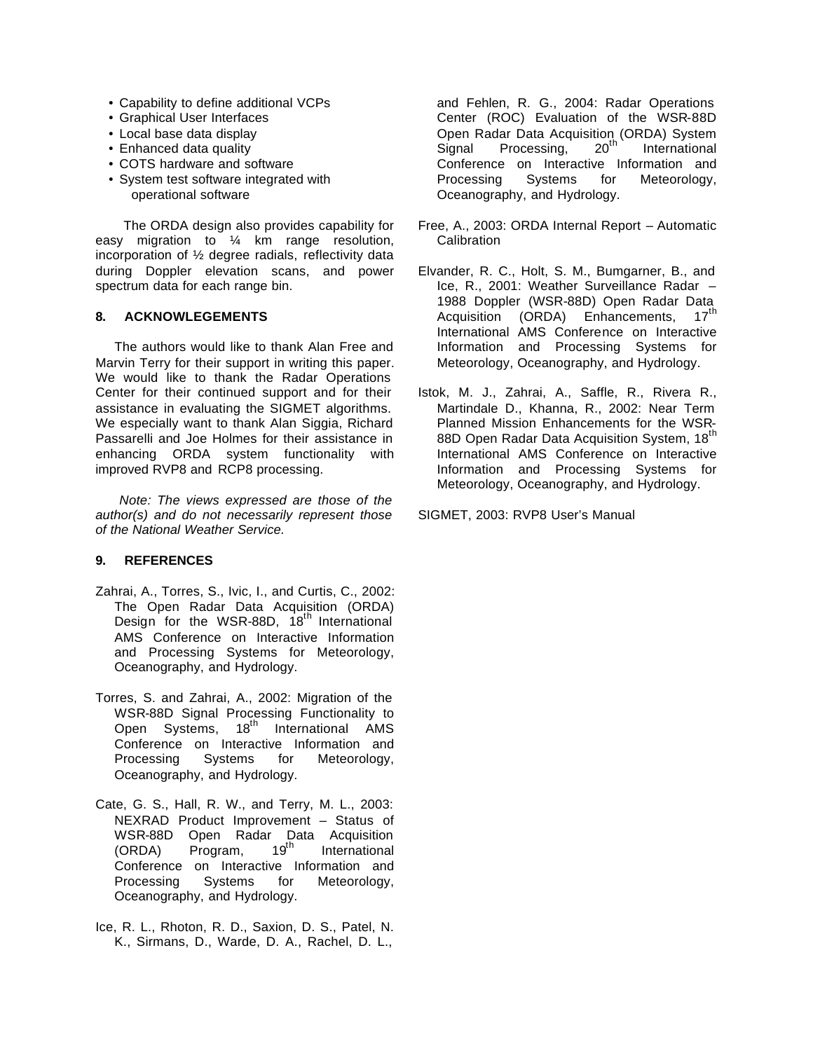- Capability to define additional VCPs
- Graphical User Interfaces
- Local base data display
- Enhanced data quality
- COTS hardware and software
- System test software integrated with operational software

The ORDA design also provides capability for easy migration to ¼ km range resolution, incorporation of ½ degree radials, reflectivity data during Doppler elevation scans, and power spectrum data for each range bin.

## 8. ACKNOWLEGEMENTS

The authors would like to thank Alan Free and Marvin Terry for their support in writing this paper. We would like to thank the Radar Operations Center for their continued support and for their assistance in evaluating the SIGMET algorithms. We especially want to thank Alan Siggia, Richard Passarelli and Joe Holmes for their assistance in enhancing ORDA system functionality with improved RVP8 and RCP8 processing.

*Note: The views expressed are those of the author(s) and do not necessarily represent those of the National Weather Service.*

## 9. REFERENCES

Zahrai, A., Torres, S., Ivic, I., and Curtis, C., 2002: The Open Radar Data Acquisition (ORDA) Design for the WSR-88D, 18th International AMS Conference on Interactive Information and Processing Systems for Meteorology, Oceanography, and Hydrology.

Torres, S. and Zahrai, A., 2002: Migration of the WSR-88D Signal Processing Functionality to Open Systems, 18th International AMS Conference on Interactive Information and Processing Systems for Meteorology, Oceanography, and Hydrology.

Cate, G. S., Hall, R. W., and Terry, M. L., 2003: NEXRAD Product Improvement – Status of WSR-88D Open Radar Data Acquisition (ORDA) Program, 19th International Conference on Interactive Information and Processing Systems for Meteorology, Oceanography, and Hydrology.

Ice, R. L., Rhoton, R. D., Saxion, D. S., Patel, N. K., Sirmans, D., Warde, D. A., Rachel, D. L., and Fehlen, R. G., 2004: Radar Operations Center (ROC) Evaluation of the WSR-88D Open Radar Data Acquisition (ORDA) System Signal Processing, 20th International Conference on Interactive Information and Processing Systems for Meteorology, Oceanography, and Hydrology.

Free, A., 2003: ORDA Internal Report – Automatic Calibration

Elvander, R. C., Holt, S. M., Bumgarner, B., and Ice, R., 2001: Weather Surveillance Radar – 1988 Doppler (WSR-88D) Open Radar Data Acquisition (ORDA) Enhancements, 17th International AMS Conference on Interactive Information and Processing Systems for Meteorology, Oceanography, and Hydrology.

Istok, M. J., Zahrai, A., Saffle, R., Rivera R., Martindale D., Khanna, R., 2002: Near Term Planned Mission Enhancements for the WSR-88D Open Radar Data Acquisition System, 18th International AMS Conference on Interactive Information and Processing Systems for Meteorology, Oceanography, and Hydrology.

SIGMET, 2003: RVP8 User's Manual